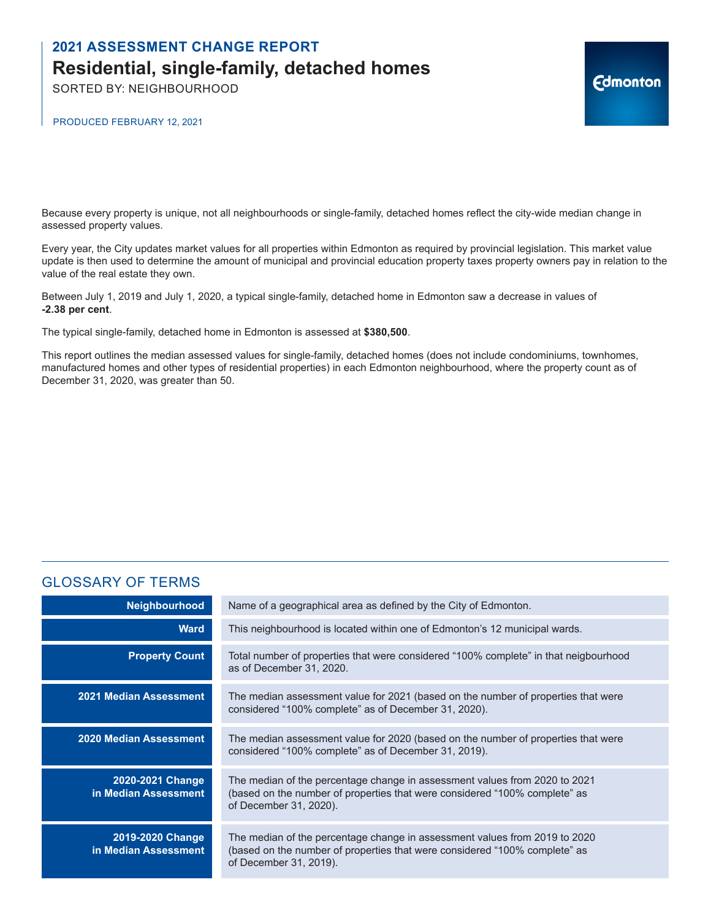# 2021 ASSESSMENT CHANGE REPORT

## Residential, single-family, detached homes

SORTED BY: NEIGHBOURHOOD

PRODUCED FEBRUARY 12, 2021

Edmonton

Because every property is unique, not all neighbourhoods or single-family, detached homes reflect the city-wide median change in assessed property values.

Every year, the City updates market values for all properties within Edmonton as required by provincial legislation. This market value update is then used to determine the amount of municipal and provincial education property taxes property owners pay in relation to the value of the real estate they own.

Between July 1, 2019 and July 1, 2020, a typical single-family, detached home in Edmonton saw a decrease in values of **-2.38 per cent**.

The typical single-family, detached home in Edmonton is assessed at **$380,500**.

This report outlines the median assessed values for single-family, detached homes (does not include condominiums, townhomes, manufactured homes and other types of residential properties) in each Edmonton neighbourhood, where the property count as of December 31, 2020, was greater than 50.

## GLOSSARY OF TERMS

| Term | Definition |
|---|---|
| **Neighbourhood** | Name of a geographical area as defined by the City of Edmonton. |
| **Ward** | This neighbourhood is located within one of Edmonton's 12 municipal wards. |
| **Property Count** | Total number of properties that were considered "100% complete" in that neigbourhood as of December 31, 2020. |
| **2021 Median Assessment** | The median assessment value for 2021 (based on the number of properties that were considered "100% complete" as of December 31, 2020). |
| **2020 Median Assessment** | The median assessment value for 2020 (based on the number of properties that were considered "100% complete" as of December 31, 2019). |
| **2020-2021 Change in Median Assessment** | The median of the percentage change in assessment values from 2020 to 2021 (based on the number of properties that were considered "100% complete" as of December 31, 2020). |
| **2019-2020 Change in Median Assessment** | The median of the percentage change in assessment values from 2019 to 2020 (based on the number of properties that were considered "100% complete" as of December 31, 2019). |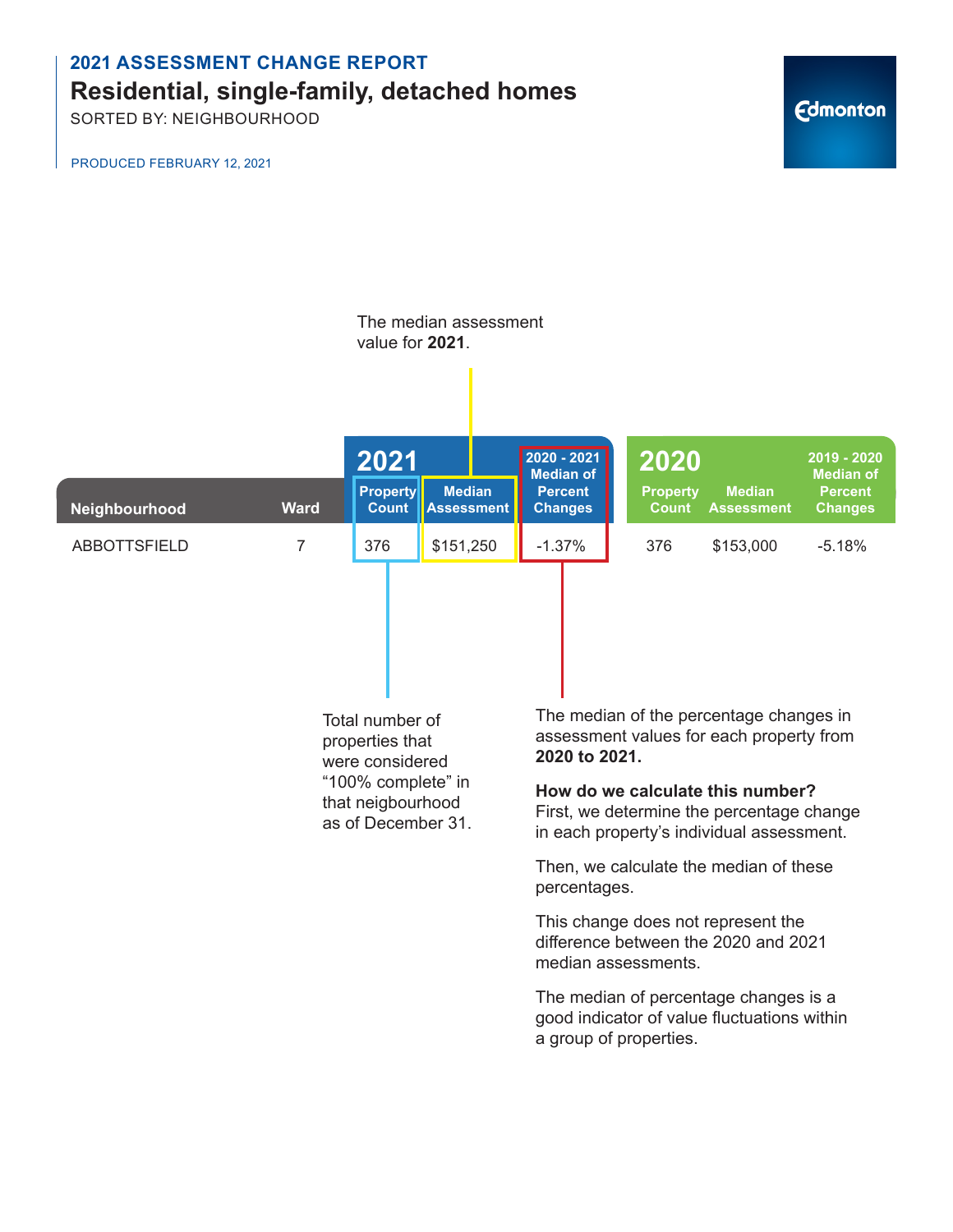**2021 ASSESSMENT CHANGE REPORT**

# Residential, single-family, detached homes

SORTED BY: NEIGHBOURHOOD

PRODUCED FEBRUARY 12, 2021

The median assessment value for **2021**.

| Neighbourhood | Ward | 2021 | | | 2020 | | |
|---|---|---|---|---|---|---|---|
| | | Property Count | Median Assessment | 2020 - 2021 Median of Percent Changes | Property Count | Median Assessment | 2019 - 2020 Median of Percent Changes |
| ABBOTTSFIELD | 7 | 376 | $151,250 | -1.37% | 376 | $153,000 | -5.18% |

Total number of properties that were considered "100% complete" in that neigbourhood as of December 31.

The median of the percentage changes in assessment values for each property from **2020 to 2021.**

**How do we calculate this number?**
First, we determine the percentage change in each property's individual assessment.

Then, we calculate the median of these percentages.

This change does not represent the difference between the 2020 and 2021 median assessments.

The median of percentage changes is a good indicator of value fluctuations within a group of properties.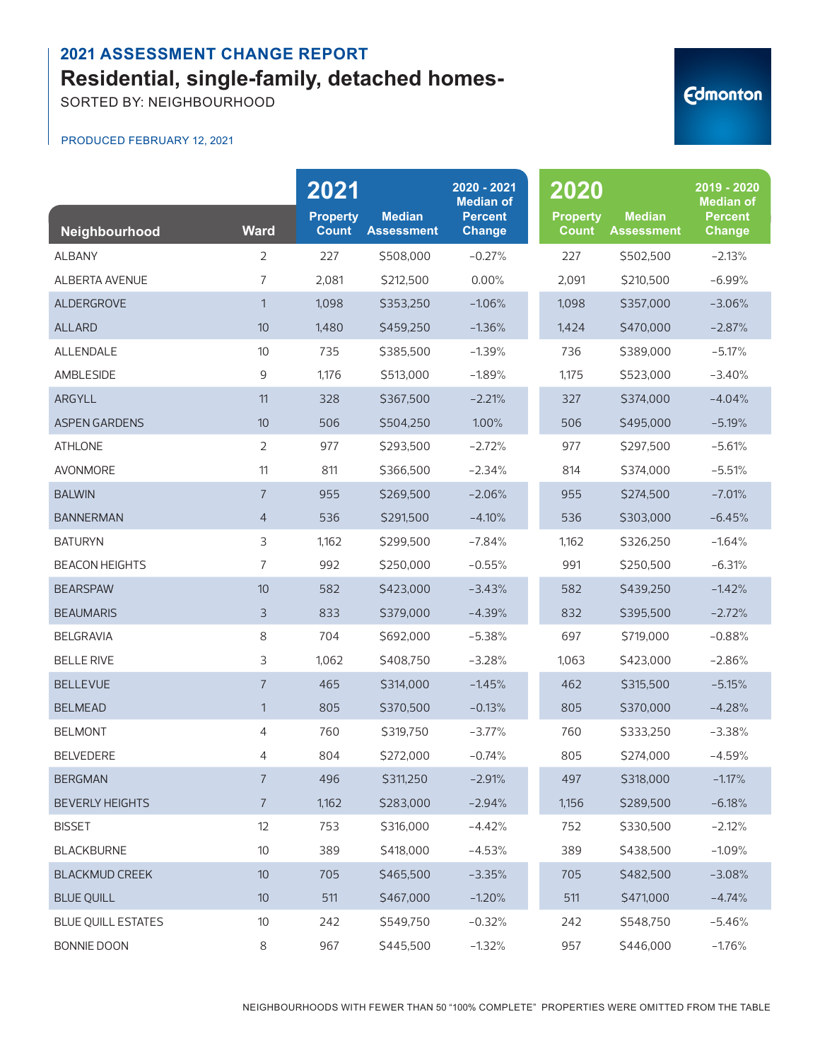## 2021 ASSESSMENT CHANGE REPORT

# Residential, single-family, detached homes-

SORTED BY: NEIGHBOURHOOD

PRODUCED FEBRUARY 12, 2021

Edmonton

| Neighbourhood | Ward | 2021 Property Count | 2021 Median Assessment | 2020 - 2021 Median of Percent Change | 2020 Property Count | 2020 Median Assessment | 2019 - 2020 Median of Percent Change |
|---|---|---|---|---|---|---|---|
| ALBANY | 2 | 227 | $508,000 | -0.27% | 227 | $502,500 | -2.13% |
| ALBERTA AVENUE | 7 | 2,081 | $212,500 | 0.00% | 2,091 | $210,500 | -6.99% |
| ALDERGROVE | 1 | 1,098 | $353,250 | -1.06% | 1,098 | $357,000 | -3.06% |
| ALLARD | 10 | 1,480 | $459,250 | -1.36% | 1,424 | $470,000 | -2.87% |
| ALLENDALE | 10 | 735 | $385,500 | -1.39% | 736 | $389,000 | -5.17% |
| AMBLESIDE | 9 | 1,176 | $513,000 | -1.89% | 1,175 | $523,000 | -3.40% |
| ARGYLL | 11 | 328 | $367,500 | -2.21% | 327 | $374,000 | -4.04% |
| ASPEN GARDENS | 10 | 506 | $504,250 | 1.00% | 506 | $495,000 | -5.19% |
| ATHLONE | 2 | 977 | $293,500 | -2.72% | 977 | $297,500 | -5.61% |
| AVONMORE | 11 | 811 | $366,500 | -2.34% | 814 | $374,000 | -5.51% |
| BALWIN | 7 | 955 | $269,500 | -2.06% | 955 | $274,500 | -7.01% |
| BANNERMAN | 4 | 536 | $291,500 | -4.10% | 536 | $303,000 | -6.45% |
| BATURYN | 3 | 1,162 | $299,500 | -7.84% | 1,162 | $326,250 | -1.64% |
| BEACON HEIGHTS | 7 | 992 | $250,000 | -0.55% | 991 | $250,500 | -6.31% |
| BEARSPAW | 10 | 582 | $423,000 | -3.43% | 582 | $439,250 | -1.42% |
| BEAUMARIS | 3 | 833 | $379,000 | -4.39% | 832 | $395,500 | -2.72% |
| BELGRAVIA | 8 | 704 | $692,000 | -5.38% | 697 | $719,000 | -0.88% |
| BELLE RIVE | 3 | 1,062 | $408,750 | -3.28% | 1,063 | $423,000 | -2.86% |
| BELLEVUE | 7 | 465 | $314,000 | -1.45% | 462 | $315,500 | -5.15% |
| BELMEAD | 1 | 805 | $370,500 | -0.13% | 805 | $370,000 | -4.28% |
| BELMONT | 4 | 760 | $319,750 | -3.77% | 760 | $333,250 | -3.38% |
| BELVEDERE | 4 | 804 | $272,000 | -0.74% | 805 | $274,000 | -4.59% |
| BERGMAN | 7 | 496 | $311,250 | -2.91% | 497 | $318,000 | -1.17% |
| BEVERLY HEIGHTS | 7 | 1,162 | $283,000 | -2.94% | 1,156 | $289,500 | -6.18% |
| BISSET | 12 | 753 | $316,000 | -4.42% | 752 | $330,500 | -2.12% |
| BLACKBURNE | 10 | 389 | $418,000 | -4.53% | 389 | $438,500 | -1.09% |
| BLACKMUD CREEK | 10 | 705 | $465,500 | -3.35% | 705 | $482,500 | -3.08% |
| BLUE QUILL | 10 | 511 | $467,000 | -1.20% | 511 | $471,000 | -4.74% |
| BLUE QUILL ESTATES | 10 | 242 | $549,750 | -0.32% | 242 | $548,750 | -5.46% |
| BONNIE DOON | 8 | 967 | $445,500 | -1.32% | 957 | $446,000 | -1.76% |

NEIGHBOURHOODS WITH FEWER THAN 50 "100% COMPLETE" PROPERTIES WERE OMITTED FROM THE TABLE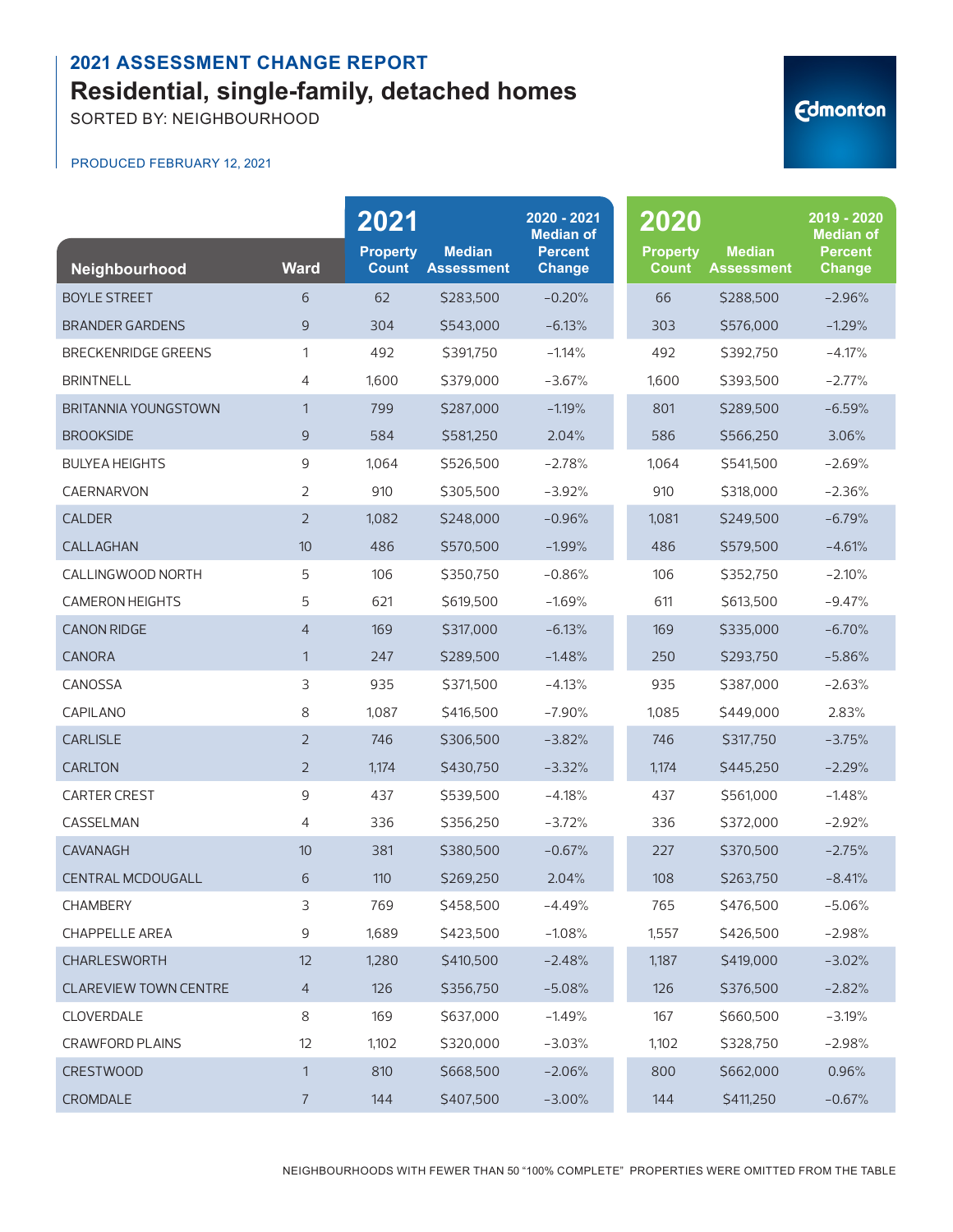## 2021 ASSESSMENT CHANGE REPORT

# Residential, single-family, detached homes

SORTED BY: NEIGHBOURHOOD

PRODUCED FEBRUARY 12, 2021

Edmonton

| | | 2021 | | 2020 - 2021 | 2020 | | 2019 - 2020 |
|---|---|---|---|---|---|---|---|
| Neighbourhood | Ward | Property Count | Median Assessment | Median of Percent Change | Property Count | Median Assessment | Median of Percent Change |
| BOYLE STREET | 6 | 62 | $283,500 | -0.20% | 66 | $288,500 | -2.96% |
| BRANDER GARDENS | 9 | 304 | $543,000 | -6.13% | 303 | $576,000 | -1.29% |
| BRECKENRIDGE GREENS | 1 | 492 | $391,750 | -1.14% | 492 | $392,750 | -4.17% |
| BRINTNELL | 4 | 1,600 | $379,000 | -3.67% | 1,600 | $393,500 | -2.77% |
| BRITANNIA YOUNGSTOWN | 1 | 799 | $287,000 | -1.19% | 801 | $289,500 | -6.59% |
| BROOKSIDE | 9 | 584 | $581,250 | 2.04% | 586 | $566,250 | 3.06% |
| BULYEA HEIGHTS | 9 | 1,064 | $526,500 | -2.78% | 1,064 | $541,500 | -2.69% |
| CAERNARVON | 2 | 910 | $305,500 | -3.92% | 910 | $318,000 | -2.36% |
| CALDER | 2 | 1,082 | $248,000 | -0.96% | 1,081 | $249,500 | -6.79% |
| CALLAGHAN | 10 | 486 | $570,500 | -1.99% | 486 | $579,500 | -4.61% |
| CALLINGWOOD NORTH | 5 | 106 | $350,750 | -0.86% | 106 | $352,750 | -2.10% |
| CAMERON HEIGHTS | 5 | 621 | $619,500 | -1.69% | 611 | $613,500 | -9.47% |
| CANON RIDGE | 4 | 169 | $317,000 | -6.13% | 169 | $335,000 | -6.70% |
| CANORA | 1 | 247 | $289,500 | -1.48% | 250 | $293,750 | -5.86% |
| CANOSSA | 3 | 935 | $371,500 | -4.13% | 935 | $387,000 | -2.63% |
| CAPILANO | 8 | 1,087 | $416,500 | -7.90% | 1,085 | $449,000 | 2.83% |
| CARLISLE | 2 | 746 | $306,500 | -3.82% | 746 | $317,750 | -3.75% |
| CARLTON | 2 | 1,174 | $430,750 | -3.32% | 1,174 | $445,250 | -2.29% |
| CARTER CREST | 9 | 437 | $539,500 | -4.18% | 437 | $561,000 | -1.48% |
| CASSELMAN | 4 | 336 | $356,250 | -3.72% | 336 | $372,000 | -2.92% |
| CAVANAGH | 10 | 381 | $380,500 | -0.67% | 227 | $370,500 | -2.75% |
| CENTRAL MCDOUGALL | 6 | 110 | $269,250 | 2.04% | 108 | $263,750 | -8.41% |
| CHAMBERY | 3 | 769 | $458,500 | -4.49% | 765 | $476,500 | -5.06% |
| CHAPPELLE AREA | 9 | 1,689 | $423,500 | -1.08% | 1,557 | $426,500 | -2.98% |
| CHARLESWORTH | 12 | 1,280 | $410,500 | -2.48% | 1,187 | $419,000 | -3.02% |
| CLAREVIEW TOWN CENTRE | 4 | 126 | $356,750 | -5.08% | 126 | $376,500 | -2.82% |
| CLOVERDALE | 8 | 169 | $637,000 | -1.49% | 167 | $660,500 | -3.19% |
| CRAWFORD PLAINS | 12 | 1,102 | $320,000 | -3.03% | 1,102 | $328,750 | -2.98% |
| CRESTWOOD | 1 | 810 | $668,500 | -2.06% | 800 | $662,000 | 0.96% |
| CROMDALE | 7 | 144 | $407,500 | -3.00% | 144 | $411,250 | -0.67% |

NEIGHBOURHOODS WITH FEWER THAN 50 "100% COMPLETE" PROPERTIES WERE OMITTED FROM THE TABLE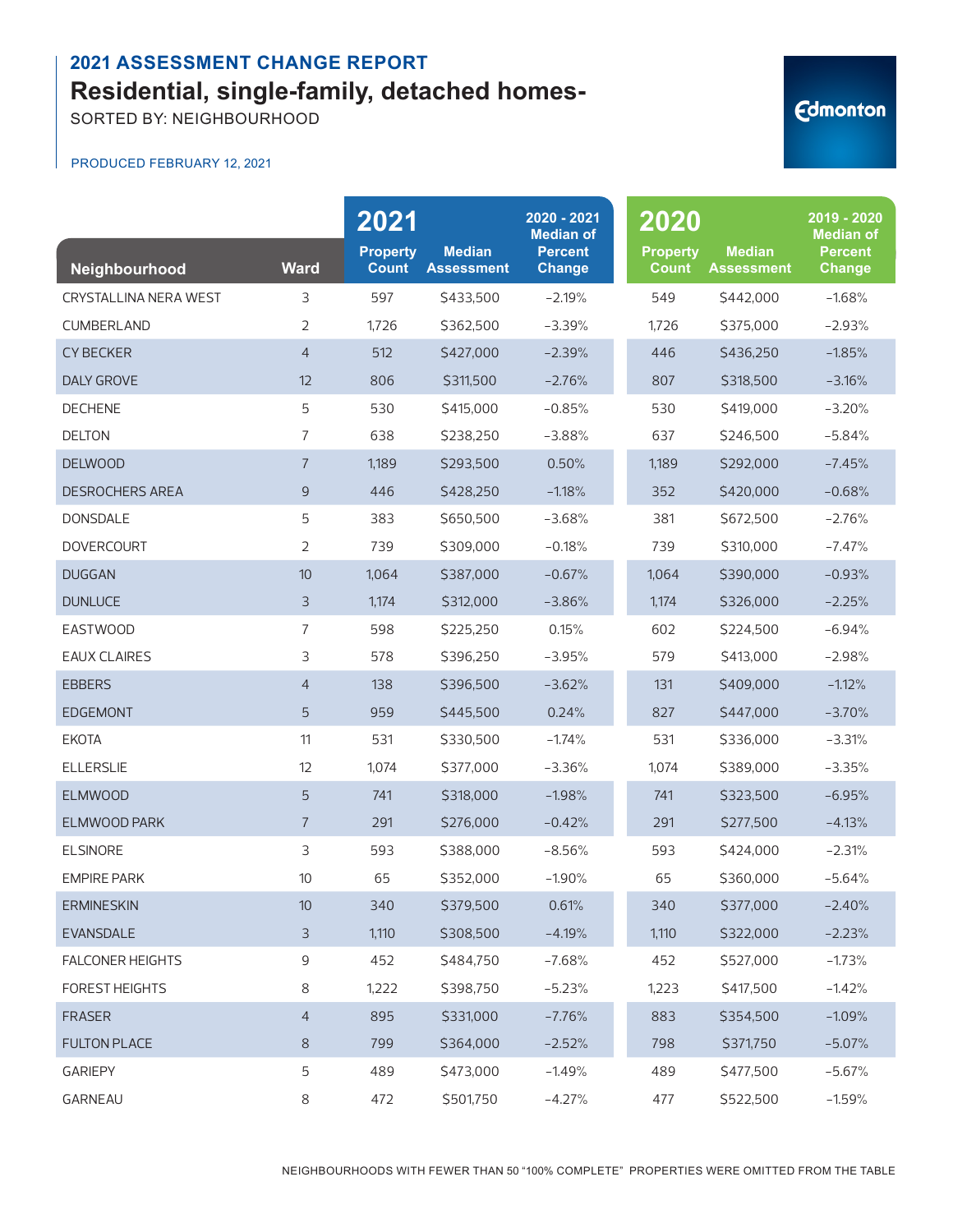## 2021 ASSESSMENT CHANGE REPORT

# Residential, single-family, detached homes-

SORTED BY: NEIGHBOURHOOD

PRODUCED FEBRUARY 12, 2021

| Neighbourhood | Ward | 2021 Property Count | 2021 Median Assessment | 2020 - 2021 Median of Percent Change | 2020 Property Count | 2020 Median Assessment | 2019 - 2020 Median of Percent Change |
|---|---|---|---|---|---|---|---|
| CRYSTALLINA NERA WEST | 3 | 597 | $433,500 | -2.19% | 549 | $442,000 | -1.68% |
| CUMBERLAND | 2 | 1,726 | $362,500 | -3.39% | 1,726 | $375,000 | -2.93% |
| CY BECKER | 4 | 512 | $427,000 | -2.39% | 446 | $436,250 | -1.85% |
| DALY GROVE | 12 | 806 | $311,500 | -2.76% | 807 | $318,500 | -3.16% |
| DECHENE | 5 | 530 | $415,000 | -0.85% | 530 | $419,000 | -3.20% |
| DELTON | 7 | 638 | $238,250 | -3.88% | 637 | $246,500 | -5.84% |
| DELWOOD | 7 | 1,189 | $293,500 | 0.50% | 1,189 | $292,000 | -7.45% |
| DESROCHERS AREA | 9 | 446 | $428,250 | -1.18% | 352 | $420,000 | -0.68% |
| DONSDALE | 5 | 383 | $650,500 | -3.68% | 381 | $672,500 | -2.76% |
| DOVERCOURT | 2 | 739 | $309,000 | -0.18% | 739 | $310,000 | -7.47% |
| DUGGAN | 10 | 1,064 | $387,000 | -0.67% | 1,064 | $390,000 | -0.93% |
| DUNLUCE | 3 | 1,174 | $312,000 | -3.86% | 1,174 | $326,000 | -2.25% |
| EASTWOOD | 7 | 598 | $225,250 | 0.15% | 602 | $224,500 | -6.94% |
| EAUX CLAIRES | 3 | 578 | $396,250 | -3.95% | 579 | $413,000 | -2.98% |
| EBBERS | 4 | 138 | $396,500 | -3.62% | 131 | $409,000 | -1.12% |
| EDGEMONT | 5 | 959 | $445,500 | 0.24% | 827 | $447,000 | -3.70% |
| EKOTA | 11 | 531 | $330,500 | -1.74% | 531 | $336,000 | -3.31% |
| ELLERSLIE | 12 | 1,074 | $377,000 | -3.36% | 1,074 | $389,000 | -3.35% |
| ELMWOOD | 5 | 741 | $318,000 | -1.98% | 741 | $323,500 | -6.95% |
| ELMWOOD PARK | 7 | 291 | $276,000 | -0.42% | 291 | $277,500 | -4.13% |
| ELSINORE | 3 | 593 | $388,000 | -8.56% | 593 | $424,000 | -2.31% |
| EMPIRE PARK | 10 | 65 | $352,000 | -1.90% | 65 | $360,000 | -5.64% |
| ERMINESKIN | 10 | 340 | $379,500 | 0.61% | 340 | $377,000 | -2.40% |
| EVANSDALE | 3 | 1,110 | $308,500 | -4.19% | 1,110 | $322,000 | -2.23% |
| FALCONER HEIGHTS | 9 | 452 | $484,750 | -7.68% | 452 | $527,000 | -1.73% |
| FOREST HEIGHTS | 8 | 1,222 | $398,750 | -5.23% | 1,223 | $417,500 | -1.42% |
| FRASER | 4 | 895 | $331,000 | -7.76% | 883 | $354,500 | -1.09% |
| FULTON PLACE | 8 | 799 | $364,000 | -2.52% | 798 | $371,750 | -5.07% |
| GARIEPY | 5 | 489 | $473,000 | -1.49% | 489 | $477,500 | -5.67% |
| GARNEAU | 8 | 472 | $501,750 | -4.27% | 477 | $522,500 | -1.59% |

NEIGHBOURHOODS WITH FEWER THAN 50 "100% COMPLETE" PROPERTIES WERE OMITTED FROM THE TABLE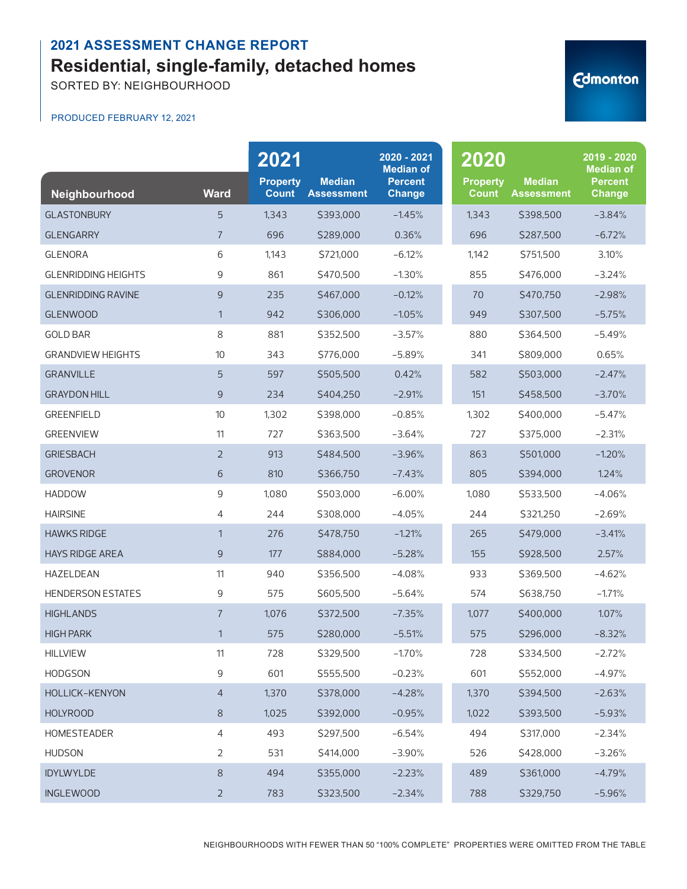## 2021 ASSESSMENT CHANGE REPORT

# Residential, single-family, detached homes

SORTED BY: NEIGHBOURHOOD

PRODUCED FEBRUARY 12, 2021

Edmonton

| Neighbourhood | Ward | 2021 Property Count | 2021 Median Assessment | 2020 - 2021 Median of Percent Change | 2020 Property Count | 2020 Median Assessment | 2019 - 2020 Median of Percent Change |
|---|---|---|---|---|---|---|---|
| GLASTONBURY | 5 | 1,343 | $393,000 | -1.45% | 1,343 | $398,500 | -3.84% |
| GLENGARRY | 7 | 696 | $289,000 | 0.36% | 696 | $287,500 | -6.72% |
| GLENORA | 6 | 1,143 | $721,000 | -6.12% | 1,142 | $751,500 | 3.10% |
| GLENRIDDING HEIGHTS | 9 | 861 | $470,500 | -1.30% | 855 | $476,000 | -3.24% |
| GLENRIDDING RAVINE | 9 | 235 | $467,000 | -0.12% | 70 | $470,750 | -2.98% |
| GLENWOOD | 1 | 942 | $306,000 | -1.05% | 949 | $307,500 | -5.75% |
| GOLD BAR | 8 | 881 | $352,500 | -3.57% | 880 | $364,500 | -5.49% |
| GRANDVIEW HEIGHTS | 10 | 343 | $776,000 | -5.89% | 341 | $809,000 | 0.65% |
| GRANVILLE | 5 | 597 | $505,500 | 0.42% | 582 | $503,000 | -2.47% |
| GRAYDON HILL | 9 | 234 | $404,250 | -2.91% | 151 | $458,500 | -3.70% |
| GREENFIELD | 10 | 1,302 | $398,000 | -0.85% | 1,302 | $400,000 | -5.47% |
| GREENVIEW | 11 | 727 | $363,500 | -3.64% | 727 | $375,000 | -2.31% |
| GRIESBACH | 2 | 913 | $484,500 | -3.96% | 863 | $501,000 | -1.20% |
| GROVENOR | 6 | 810 | $366,750 | -7.43% | 805 | $394,000 | 1.24% |
| HADDOW | 9 | 1,080 | $503,000 | -6.00% | 1,080 | $533,500 | -4.06% |
| HAIRSINE | 4 | 244 | $308,000 | -4.05% | 244 | $321,250 | -2.69% |
| HAWKS RIDGE | 1 | 276 | $478,750 | -1.21% | 265 | $479,000 | -3.41% |
| HAYS RIDGE AREA | 9 | 177 | $884,000 | -5.28% | 155 | $928,500 | 2.57% |
| HAZELDEAN | 11 | 940 | $356,500 | -4.08% | 933 | $369,500 | -4.62% |
| HENDERSON ESTATES | 9 | 575 | $605,500 | -5.64% | 574 | $638,750 | -1.71% |
| HIGHLANDS | 7 | 1,076 | $372,500 | -7.35% | 1,077 | $400,000 | 1.07% |
| HIGH PARK | 1 | 575 | $280,000 | -5.51% | 575 | $296,000 | -8.32% |
| HILLVIEW | 11 | 728 | $329,500 | -1.70% | 728 | $334,500 | -2.72% |
| HODGSON | 9 | 601 | $555,500 | -0.23% | 601 | $552,000 | -4.97% |
| HOLLICK-KENYON | 4 | 1,370 | $378,000 | -4.28% | 1,370 | $394,500 | -2.63% |
| HOLYROOD | 8 | 1,025 | $392,000 | -0.95% | 1,022 | $393,500 | -5.93% |
| HOMESTEADER | 4 | 493 | $297,500 | -6.54% | 494 | $317,000 | -2.34% |
| HUDSON | 2 | 531 | $414,000 | -3.90% | 526 | $428,000 | -3.26% |
| IDYLWYLDE | 8 | 494 | $355,000 | -2.23% | 489 | $361,000 | -4.79% |
| INGLEWOOD | 2 | 783 | $323,500 | -2.34% | 788 | $329,750 | -5.96% |

NEIGHBOURHOODS WITH FEWER THAN 50 "100% COMPLETE" PROPERTIES WERE OMITTED FROM THE TABLE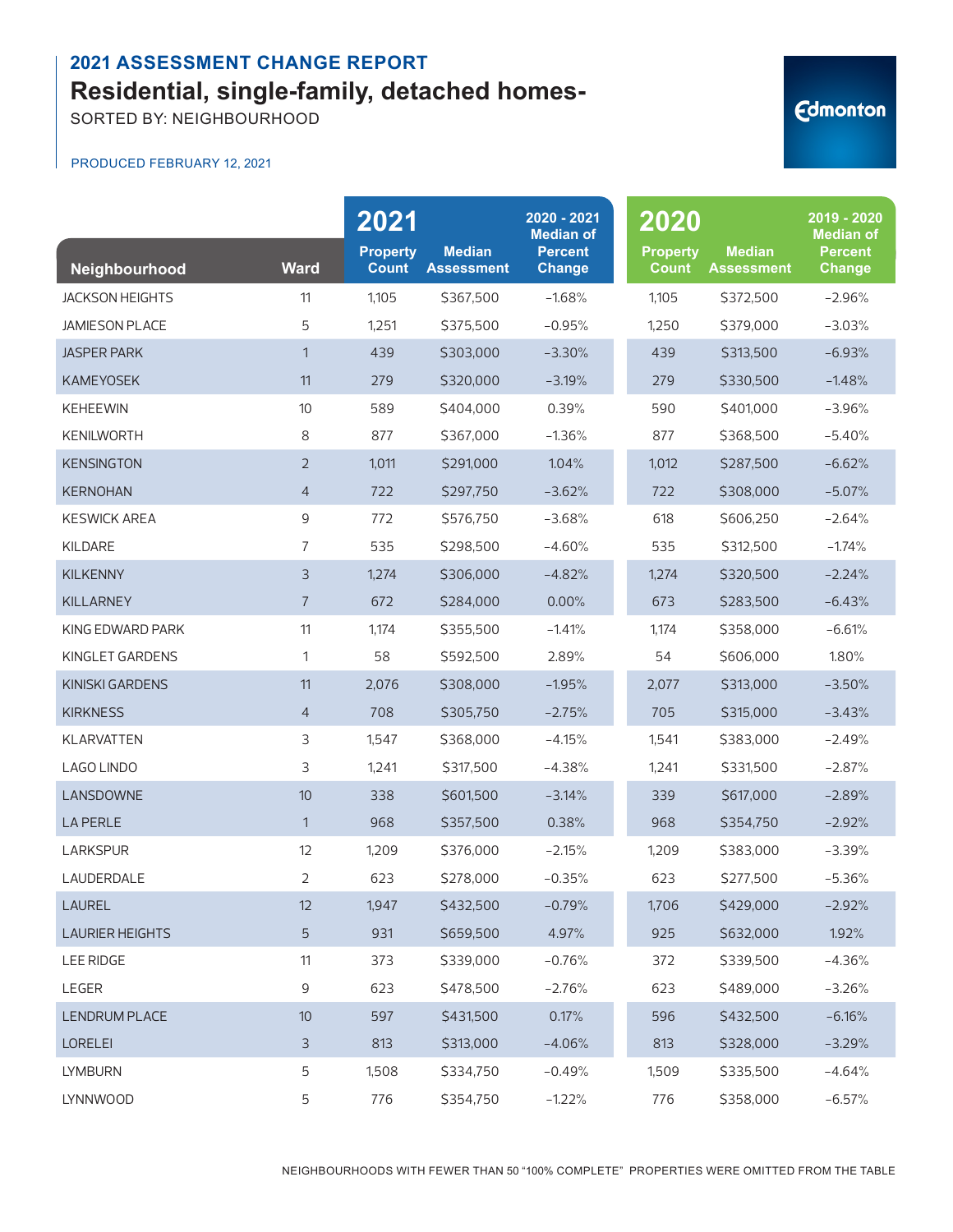## 2021 ASSESSMENT CHANGE REPORT

# Residential, single-family, detached homes-

SORTED BY: NEIGHBOURHOOD

PRODUCED FEBRUARY 12, 2021

Edmonton

| | | 2021 | | 2020 - 2021 | 2020 | | 2019 - 2020 |
|---|---|---|---|---|---|---|---|
| Neighbourhood | Ward | Property Count | Median Assessment | Median of Percent Change | Property Count | Median Assessment | Median of Percent Change |
| JACKSON HEIGHTS | 11 | 1,105 | $367,500 | -1.68% | 1,105 | $372,500 | -2.96% |
| JAMIESON PLACE | 5 | 1,251 | $375,500 | -0.95% | 1,250 | $379,000 | -3.03% |
| JASPER PARK | 1 | 439 | $303,000 | -3.30% | 439 | $313,500 | -6.93% |
| KAMEYOSEK | 11 | 279 | $320,000 | -3.19% | 279 | $330,500 | -1.48% |
| KEHEEWIN | 10 | 589 | $404,000 | 0.39% | 590 | $401,000 | -3.96% |
| KENILWORTH | 8 | 877 | $367,000 | -1.36% | 877 | $368,500 | -5.40% |
| KENSINGTON | 2 | 1,011 | $291,000 | 1.04% | 1,012 | $287,500 | -6.62% |
| KERNOHAN | 4 | 722 | $297,750 | -3.62% | 722 | $308,000 | -5.07% |
| KESWICK AREA | 9 | 772 | $576,750 | -3.68% | 618 | $606,250 | -2.64% |
| KILDARE | 7 | 535 | $298,500 | -4.60% | 535 | $312,500 | -1.74% |
| KILKENNY | 3 | 1,274 | $306,000 | -4.82% | 1,274 | $320,500 | -2.24% |
| KILLARNEY | 7 | 672 | $284,000 | 0.00% | 673 | $283,500 | -6.43% |
| KING EDWARD PARK | 11 | 1,174 | $355,500 | -1.41% | 1,174 | $358,000 | -6.61% |
| KINGLET GARDENS | 1 | 58 | $592,500 | 2.89% | 54 | $606,000 | 1.80% |
| KINISKI GARDENS | 11 | 2,076 | $308,000 | -1.95% | 2,077 | $313,000 | -3.50% |
| KIRKNESS | 4 | 708 | $305,750 | -2.75% | 705 | $315,000 | -3.43% |
| KLARVATTEN | 3 | 1,547 | $368,000 | -4.15% | 1,541 | $383,000 | -2.49% |
| LAGO LINDO | 3 | 1,241 | $317,500 | -4.38% | 1,241 | $331,500 | -2.87% |
| LANSDOWNE | 10 | 338 | $601,500 | -3.14% | 339 | $617,000 | -2.89% |
| LA PERLE | 1 | 968 | $357,500 | 0.38% | 968 | $354,750 | -2.92% |
| LARKSPUR | 12 | 1,209 | $376,000 | -2.15% | 1,209 | $383,000 | -3.39% |
| LAUDERDALE | 2 | 623 | $278,000 | -0.35% | 623 | $277,500 | -5.36% |
| LAUREL | 12 | 1,947 | $432,500 | -0.79% | 1,706 | $429,000 | -2.92% |
| LAURIER HEIGHTS | 5 | 931 | $659,500 | 4.97% | 925 | $632,000 | 1.92% |
| LEE RIDGE | 11 | 373 | $339,000 | -0.76% | 372 | $339,500 | -4.36% |
| LEGER | 9 | 623 | $478,500 | -2.76% | 623 | $489,000 | -3.26% |
| LENDRUM PLACE | 10 | 597 | $431,500 | 0.17% | 596 | $432,500 | -6.16% |
| LORELEI | 3 | 813 | $313,000 | -4.06% | 813 | $328,000 | -3.29% |
| LYMBURN | 5 | 1,508 | $334,750 | -0.49% | 1,509 | $335,500 | -4.64% |
| LYNNWOOD | 5 | 776 | $354,750 | -1.22% | 776 | $358,000 | -6.57% |

NEIGHBOURHOODS WITH FEWER THAN 50 "100% COMPLETE" PROPERTIES WERE OMITTED FROM THE TABLE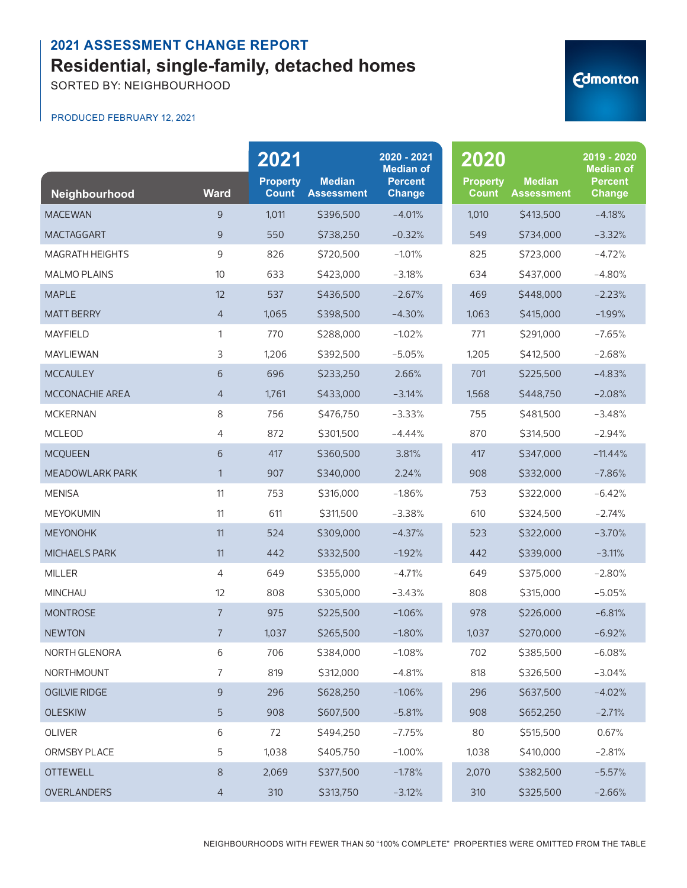## 2021 ASSESSMENT CHANGE REPORT

# Residential, single-family, detached homes

SORTED BY: NEIGHBOURHOOD

PRODUCED FEBRUARY 12, 2021

| Neighbourhood | Ward | 2021 Property Count | 2021 Median Assessment | 2020 - 2021 Median of Percent Change | 2020 Property Count | 2020 Median Assessment | 2019 - 2020 Median of Percent Change |
|---|---|---|---|---|---|---|---|
| MACEWAN | 9 | 1,011 | $396,500 | -4.01% | 1,010 | $413,500 | -4.18% |
| MACTAGGART | 9 | 550 | $738,250 | -0.32% | 549 | $734,000 | -3.32% |
| MAGRATH HEIGHTS | 9 | 826 | $720,500 | -1.01% | 825 | $723,000 | -4.72% |
| MALMO PLAINS | 10 | 633 | $423,000 | -3.18% | 634 | $437,000 | -4.80% |
| MAPLE | 12 | 537 | $436,500 | -2.67% | 469 | $448,000 | -2.23% |
| MATT BERRY | 4 | 1,065 | $398,500 | -4.30% | 1,063 | $415,000 | -1.99% |
| MAYFIELD | 1 | 770 | $288,000 | -1.02% | 771 | $291,000 | -7.65% |
| MAYLIEWAN | 3 | 1,206 | $392,500 | -5.05% | 1,205 | $412,500 | -2.68% |
| MCCAULEY | 6 | 696 | $233,250 | 2.66% | 701 | $225,500 | -4.83% |
| MCCONACHIE AREA | 4 | 1,761 | $433,000 | -3.14% | 1,568 | $448,750 | -2.08% |
| MCKERNAN | 8 | 756 | $476,750 | -3.33% | 755 | $481,500 | -3.48% |
| MCLEOD | 4 | 872 | $301,500 | -4.44% | 870 | $314,500 | -2.94% |
| MCQUEEN | 6 | 417 | $360,500 | 3.81% | 417 | $347,000 | -11.44% |
| MEADOWLARK PARK | 1 | 907 | $340,000 | 2.24% | 908 | $332,000 | -7.86% |
| MENISA | 11 | 753 | $316,000 | -1.86% | 753 | $322,000 | -6.42% |
| MEYOKUMIN | 11 | 611 | $311,500 | -3.38% | 610 | $324,500 | -2.74% |
| MEYONOHK | 11 | 524 | $309,000 | -4.37% | 523 | $322,000 | -3.70% |
| MICHAELS PARK | 11 | 442 | $332,500 | -1.92% | 442 | $339,000 | -3.11% |
| MILLER | 4 | 649 | $355,000 | -4.71% | 649 | $375,000 | -2.80% |
| MINCHAU | 12 | 808 | $305,000 | -3.43% | 808 | $315,000 | -5.05% |
| MONTROSE | 7 | 975 | $225,500 | -1.06% | 978 | $226,000 | -6.81% |
| NEWTON | 7 | 1,037 | $265,500 | -1.80% | 1,037 | $270,000 | -6.92% |
| NORTH GLENORA | 6 | 706 | $384,000 | -1.08% | 702 | $385,500 | -6.08% |
| NORTHMOUNT | 7 | 819 | $312,000 | -4.81% | 818 | $326,500 | -3.04% |
| OGILVIE RIDGE | 9 | 296 | $628,250 | -1.06% | 296 | $637,500 | -4.02% |
| OLESKIW | 5 | 908 | $607,500 | -5.81% | 908 | $652,250 | -2.71% |
| OLIVER | 6 | 72 | $494,250 | -7.75% | 80 | $515,500 | 0.67% |
| ORMSBY PLACE | 5 | 1,038 | $405,750 | -1.00% | 1,038 | $410,000 | -2.81% |
| OTTEWELL | 8 | 2,069 | $377,500 | -1.78% | 2,070 | $382,500 | -5.57% |
| OVERLANDERS | 4 | 310 | $313,750 | -3.12% | 310 | $325,500 | -2.66% |

NEIGHBOURHOODS WITH FEWER THAN 50 "100% COMPLETE" PROPERTIES WERE OMITTED FROM THE TABLE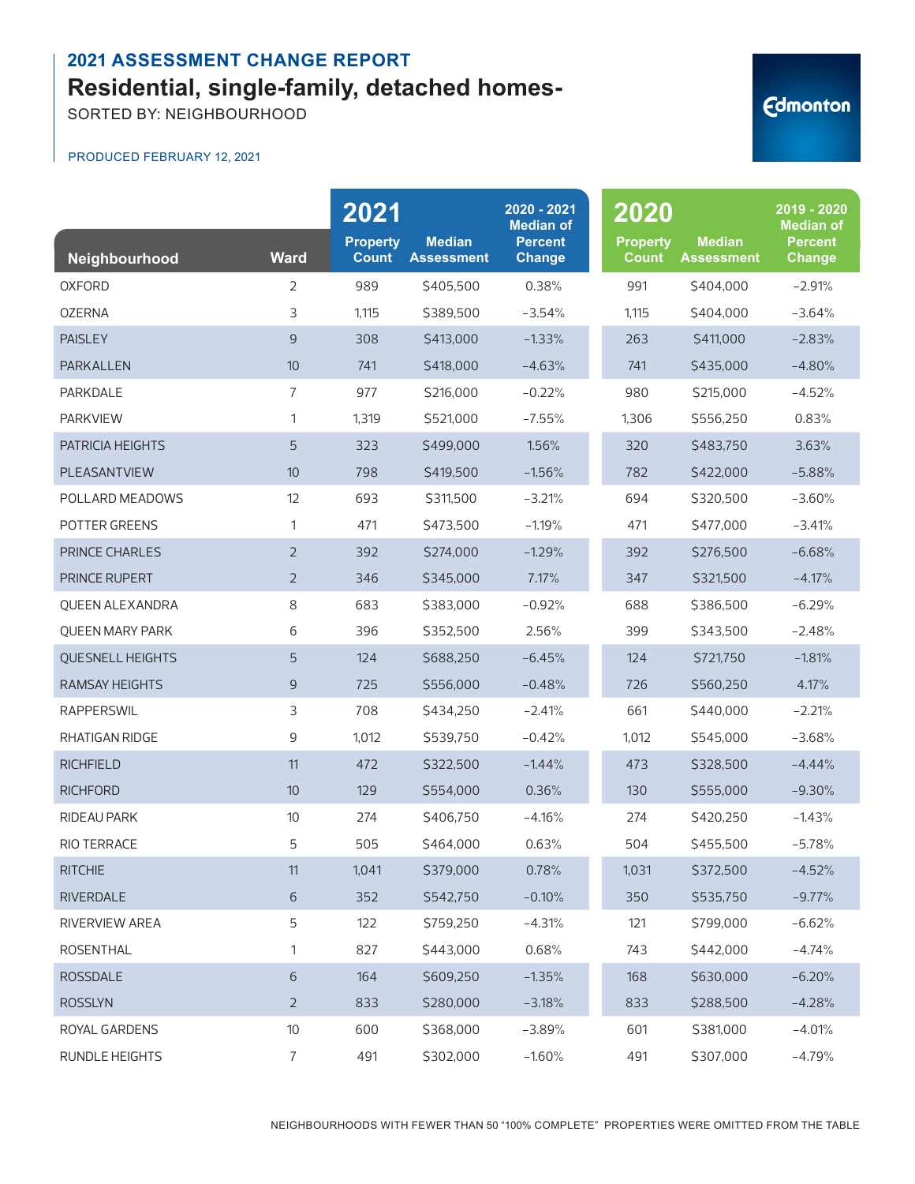## 2021 ASSESSMENT CHANGE REPORT

# Residential, single-family, detached homes-

SORTED BY: NEIGHBOURHOOD

PRODUCED FEBRUARY 12, 2021

| Neighbourhood | Ward | 2021 Property Count | 2021 Median Assessment | 2020 - 2021 Median of Percent Change | 2020 Property Count | 2020 Median Assessment | 2019 - 2020 Median of Percent Change |
|---|---|---|---|---|---|---|---|
| OXFORD | 2 | 989 | $405,500 | 0.38% | 991 | $404,000 | -2.91% |
| OZERNA | 3 | 1,115 | $389,500 | -3.54% | 1,115 | $404,000 | -3.64% |
| PAISLEY | 9 | 308 | $413,000 | -1.33% | 263 | $411,000 | -2.83% |
| PARKALLEN | 10 | 741 | $418,000 | -4.63% | 741 | $435,000 | -4.80% |
| PARKDALE | 7 | 977 | $216,000 | -0.22% | 980 | $215,000 | -4.52% |
| PARKVIEW | 1 | 1,319 | $521,000 | -7.55% | 1,306 | $556,250 | 0.83% |
| PATRICIA HEIGHTS | 5 | 323 | $499,000 | 1.56% | 320 | $483,750 | 3.63% |
| PLEASANTVIEW | 10 | 798 | $419,500 | -1.56% | 782 | $422,000 | -5.88% |
| POLLARD MEADOWS | 12 | 693 | $311,500 | -3.21% | 694 | $320,500 | -3.60% |
| POTTER GREENS | 1 | 471 | $473,500 | -1.19% | 471 | $477,000 | -3.41% |
| PRINCE CHARLES | 2 | 392 | $274,000 | -1.29% | 392 | $276,500 | -6.68% |
| PRINCE RUPERT | 2 | 346 | $345,000 | 7.17% | 347 | $321,500 | -4.17% |
| QUEEN ALEXANDRA | 8 | 683 | $383,000 | -0.92% | 688 | $386,500 | -6.29% |
| QUEEN MARY PARK | 6 | 396 | $352,500 | 2.56% | 399 | $343,500 | -2.48% |
| QUESNELL HEIGHTS | 5 | 124 | $688,250 | -6.45% | 124 | $721,750 | -1.81% |
| RAMSAY HEIGHTS | 9 | 725 | $556,000 | -0.48% | 726 | $560,250 | 4.17% |
| RAPPERSWIL | 3 | 708 | $434,250 | -2.41% | 661 | $440,000 | -2.21% |
| RHATIGAN RIDGE | 9 | 1,012 | $539,750 | -0.42% | 1,012 | $545,000 | -3.68% |
| RICHFIELD | 11 | 472 | $322,500 | -1.44% | 473 | $328,500 | -4.44% |
| RICHFORD | 10 | 129 | $554,000 | 0.36% | 130 | $555,000 | -9.30% |
| RIDEAU PARK | 10 | 274 | $406,750 | -4.16% | 274 | $420,250 | -1.43% |
| RIO TERRACE | 5 | 505 | $464,000 | 0.63% | 504 | $455,500 | -5.78% |
| RITCHIE | 11 | 1,041 | $379,000 | 0.78% | 1,031 | $372,500 | -4.52% |
| RIVERDALE | 6 | 352 | $542,750 | -0.10% | 350 | $535,750 | -9.77% |
| RIVERVIEW AREA | 5 | 122 | $759,250 | -4.31% | 121 | $799,000 | -6.62% |
| ROSENTHAL | 1 | 827 | $443,000 | 0.68% | 743 | $442,000 | -4.74% |
| ROSSDALE | 6 | 164 | $609,250 | -1.35% | 168 | $630,000 | -6.20% |
| ROSSLYN | 2 | 833 | $280,000 | -3.18% | 833 | $288,500 | -4.28% |
| ROYAL GARDENS | 10 | 600 | $368,000 | -3.89% | 601 | $381,000 | -4.01% |
| RUNDLE HEIGHTS | 7 | 491 | $302,000 | -1.60% | 491 | $307,000 | -4.79% |

NEIGHBOURHOODS WITH FEWER THAN 50 "100% COMPLETE" PROPERTIES WERE OMITTED FROM THE TABLE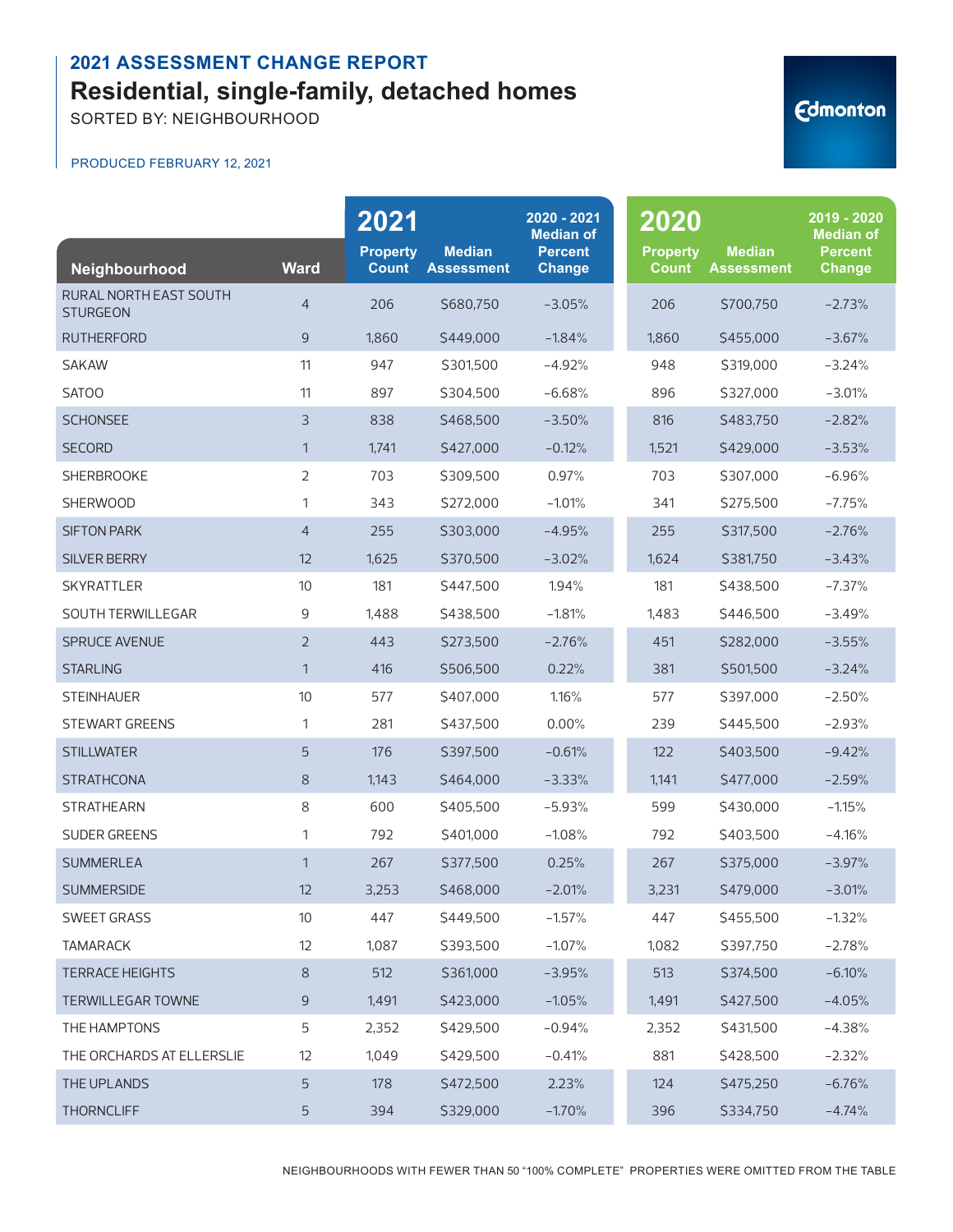## 2021 ASSESSMENT CHANGE REPORT

# Residential, single-family, detached homes

SORTED BY: NEIGHBOURHOOD

PRODUCED FEBRUARY 12, 2021

| | | 2021 | | | 2020 | | |
|---|---|---|---|---|---|---|---|
| Neighbourhood | Ward | Property Count | Median Assessment | 2020 - 2021 Median of Percent Change | Property Count | Median Assessment | 2019 - 2020 Median of Percent Change |
| RURAL NORTH EAST SOUTH STURGEON | 4 | 206 | $680,750 | −3.05% | 206 | $700,750 | −2.73% |
| RUTHERFORD | 9 | 1,860 | $449,000 | −1.84% | 1,860 | $455,000 | −3.67% |
| SAKAW | 11 | 947 | $301,500 | −4.92% | 948 | $319,000 | −3.24% |
| SATOO | 11 | 897 | $304,500 | −6.68% | 896 | $327,000 | −3.01% |
| SCHONSEE | 3 | 838 | $468,500 | −3.50% | 816 | $483,750 | −2.82% |
| SECORD | 1 | 1,741 | $427,000 | −0.12% | 1,521 | $429,000 | −3.53% |
| SHERBROOKE | 2 | 703 | $309,500 | 0.97% | 703 | $307,000 | −6.96% |
| SHERWOOD | 1 | 343 | $272,000 | −1.01% | 341 | $275,500 | −7.75% |
| SIFTON PARK | 4 | 255 | $303,000 | −4.95% | 255 | $317,500 | −2.76% |
| SILVER BERRY | 12 | 1,625 | $370,500 | −3.02% | 1,624 | $381,750 | −3.43% |
| SKYRATTLER | 10 | 181 | $447,500 | 1.94% | 181 | $438,500 | −7.37% |
| SOUTH TERWILLEGAR | 9 | 1,488 | $438,500 | −1.81% | 1,483 | $446,500 | −3.49% |
| SPRUCE AVENUE | 2 | 443 | $273,500 | −2.76% | 451 | $282,000 | −3.55% |
| STARLING | 1 | 416 | $506,500 | 0.22% | 381 | $501,500 | −3.24% |
| STEINHAUER | 10 | 577 | $407,000 | 1.16% | 577 | $397,000 | −2.50% |
| STEWART GREENS | 1 | 281 | $437,500 | 0.00% | 239 | $445,500 | −2.93% |
| STILLWATER | 5 | 176 | $397,500 | −0.61% | 122 | $403,500 | −9.42% |
| STRATHCONA | 8 | 1,143 | $464,000 | −3.33% | 1,141 | $477,000 | −2.59% |
| STRATHEARN | 8 | 600 | $405,500 | −5.93% | 599 | $430,000 | −1.15% |
| SUDER GREENS | 1 | 792 | $401,000 | −1.08% | 792 | $403,500 | −4.16% |
| SUMMERLEA | 1 | 267 | $377,500 | 0.25% | 267 | $375,000 | −3.97% |
| SUMMERSIDE | 12 | 3,253 | $468,000 | −2.01% | 3,231 | $479,000 | −3.01% |
| SWEET GRASS | 10 | 447 | $449,500 | −1.57% | 447 | $455,500 | −1.32% |
| TAMARACK | 12 | 1,087 | $393,500 | −1.07% | 1,082 | $397,750 | −2.78% |
| TERRACE HEIGHTS | 8 | 512 | $361,000 | −3.95% | 513 | $374,500 | −6.10% |
| TERWILLEGAR TOWNE | 9 | 1,491 | $423,000 | −1.05% | 1,491 | $427,500 | −4.05% |
| THE HAMPTONS | 5 | 2,352 | $429,500 | −0.94% | 2,352 | $431,500 | −4.38% |
| THE ORCHARDS AT ELLERSLIE | 12 | 1,049 | $429,500 | −0.41% | 881 | $428,500 | −2.32% |
| THE UPLANDS | 5 | 178 | $472,500 | 2.23% | 124 | $475,250 | −6.76% |
| THORNCLIFF | 5 | 394 | $329,000 | −1.70% | 396 | $334,750 | −4.74% |

NEIGHBOURHOODS WITH FEWER THAN 50 "100% COMPLETE" PROPERTIES WERE OMITTED FROM THE TABLE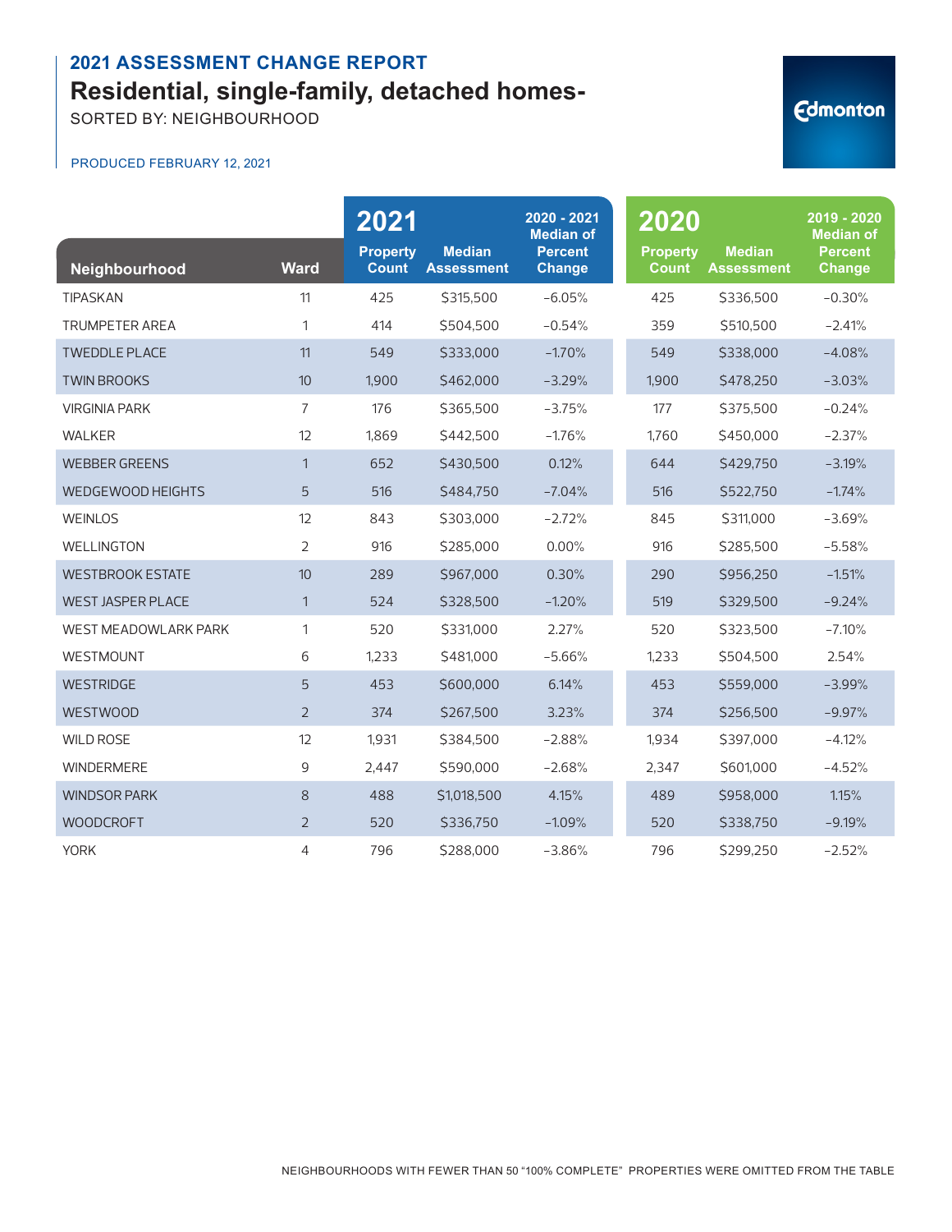**2021 ASSESSMENT CHANGE REPORT**

# Residential, single-family, detached homes-

SORTED BY: NEIGHBOURHOOD

PRODUCED FEBRUARY 12, 2021

Edmonton

| Neighbourhood | Ward | 2021 Property Count | 2021 Median Assessment | 2020 - 2021 Median of Percent Change | 2020 Property Count | 2020 Median Assessment | 2019 - 2020 Median of Percent Change |
|---|---|---|---|---|---|---|---|
| TIPASKAN | 11 | 425 | $315,500 | -6.05% | 425 | $336,500 | -0.30% |
| TRUMPETER AREA | 1 | 414 | $504,500 | -0.54% | 359 | $510,500 | -2.41% |
| TWEDDLE PLACE | 11 | 549 | $333,000 | -1.70% | 549 | $338,000 | -4.08% |
| TWIN BROOKS | 10 | 1,900 | $462,000 | -3.29% | 1,900 | $478,250 | -3.03% |
| VIRGINIA PARK | 7 | 176 | $365,500 | -3.75% | 177 | $375,500 | -0.24% |
| WALKER | 12 | 1,869 | $442,500 | -1.76% | 1,760 | $450,000 | -2.37% |
| WEBBER GREENS | 1 | 652 | $430,500 | 0.12% | 644 | $429,750 | -3.19% |
| WEDGEWOOD HEIGHTS | 5 | 516 | $484,750 | -7.04% | 516 | $522,750 | -1.74% |
| WEINLOS | 12 | 843 | $303,000 | -2.72% | 845 | $311,000 | -3.69% |
| WELLINGTON | 2 | 916 | $285,000 | 0.00% | 916 | $285,500 | -5.58% |
| WESTBROOK ESTATE | 10 | 289 | $967,000 | 0.30% | 290 | $956,250 | -1.51% |
| WEST JASPER PLACE | 1 | 524 | $328,500 | -1.20% | 519 | $329,500 | -9.24% |
| WEST MEADOWLARK PARK | 1 | 520 | $331,000 | 2.27% | 520 | $323,500 | -7.10% |
| WESTMOUNT | 6 | 1,233 | $481,000 | -5.66% | 1,233 | $504,500 | 2.54% |
| WESTRIDGE | 5 | 453 | $600,000 | 6.14% | 453 | $559,000 | -3.99% |
| WESTWOOD | 2 | 374 | $267,500 | 3.23% | 374 | $256,500 | -9.97% |
| WILD ROSE | 12 | 1,931 | $384,500 | -2.88% | 1,934 | $397,000 | -4.12% |
| WINDERMERE | 9 | 2,447 | $590,000 | -2.68% | 2,347 | $601,000 | -4.52% |
| WINDSOR PARK | 8 | 488 | $1,018,500 | 4.15% | 489 | $958,000 | 1.15% |
| WOODCROFT | 2 | 520 | $336,750 | -1.09% | 520 | $338,750 | -9.19% |
| YORK | 4 | 796 | $288,000 | -3.86% | 796 | $299,250 | -2.52% |

NEIGHBOURHOODS WITH FEWER THAN 50 "100% COMPLETE" PROPERTIES WERE OMITTED FROM THE TABLE